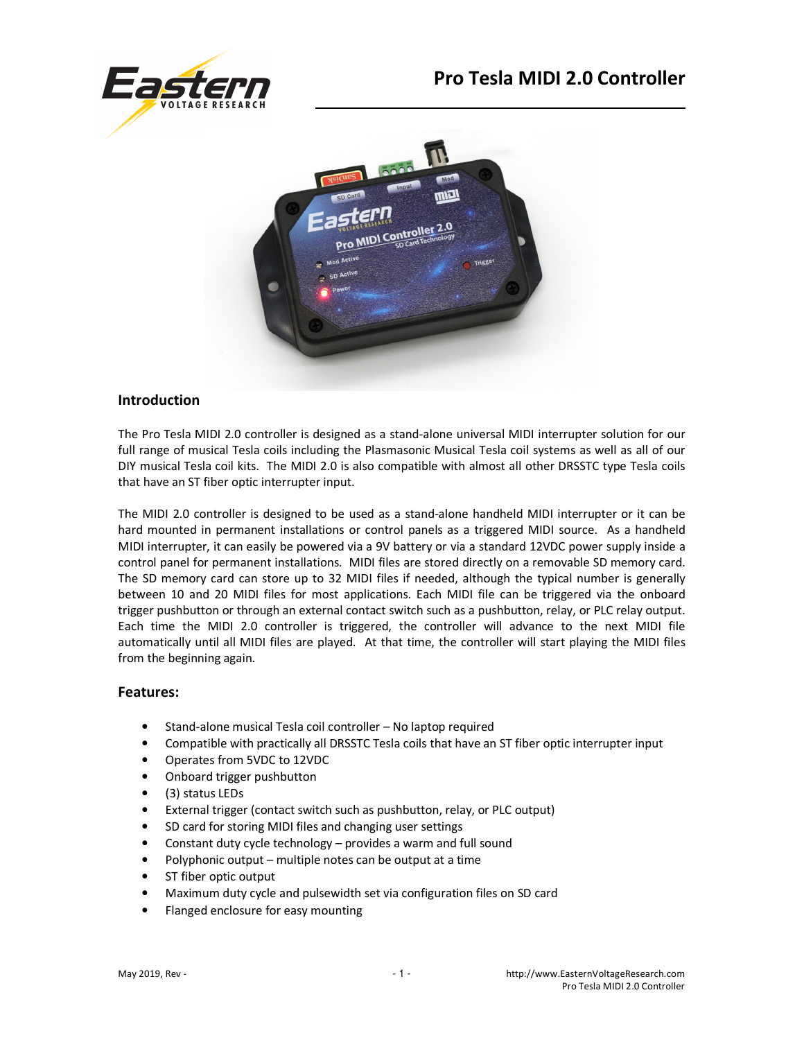# Pro Tesla MIDI 2.0 Controller

## Introduction

The Pro Tesla MIDI 2.0 controller is designed as a stand-alone universal MIDI interrupter solution for our full range of musical Tesla coils including the Plasmasonic Musical Tesla coil systems as well as all of our DIY musical Tesla coil kits. The MIDI 2.0 is also compatible with almost all other DRSSTC type Tesla coils that have an ST fiber optic interrupter input.

The MIDI 2.0 controller is designed to be used as a stand-alone handheld MIDI interrupter or it can be hard mounted in permanent installations or control panels as a triggered MIDI source. As a handheld MIDI interrupter, it can easily be powered via a 9V battery or via a standard 12VDC power supply inside a control panel for permanent installations. MIDI files are stored directly on a removable SD memory card. The SD memory card can store up to 32 MIDI files if needed, although the typical number is generally between 10 and 20 MIDI files for most applications. Each MIDI file can be triggered via the onboard trigger pushbutton or through an external contact switch such as a pushbutton, relay, or PLC relay output. Each time the MIDI 2.0 controller is triggered, the controller will advance to the next MIDI file automatically until all MIDI files are played. At that time, the controller will start playing the MIDI files from the beginning again.

## Features:

- Stand-alone musical Tesla coil controller – No laptop required
- Compatible with practically all DRSSTC Tesla coils that have an ST fiber optic interrupter input
- Operates from 5VDC to 12VDC
- Onboard trigger pushbutton
- (3) status LEDs
- External trigger (contact switch such as pushbutton, relay, or PLC output)
- SD card for storing MIDI files and changing user settings
- Constant duty cycle technology – provides a warm and full sound
- Polyphonic output – multiple notes can be output at a time
- ST fiber optic output
- Maximum duty cycle and pulsewidth set via configuration files on SD card
- Flanged enclosure for easy mounting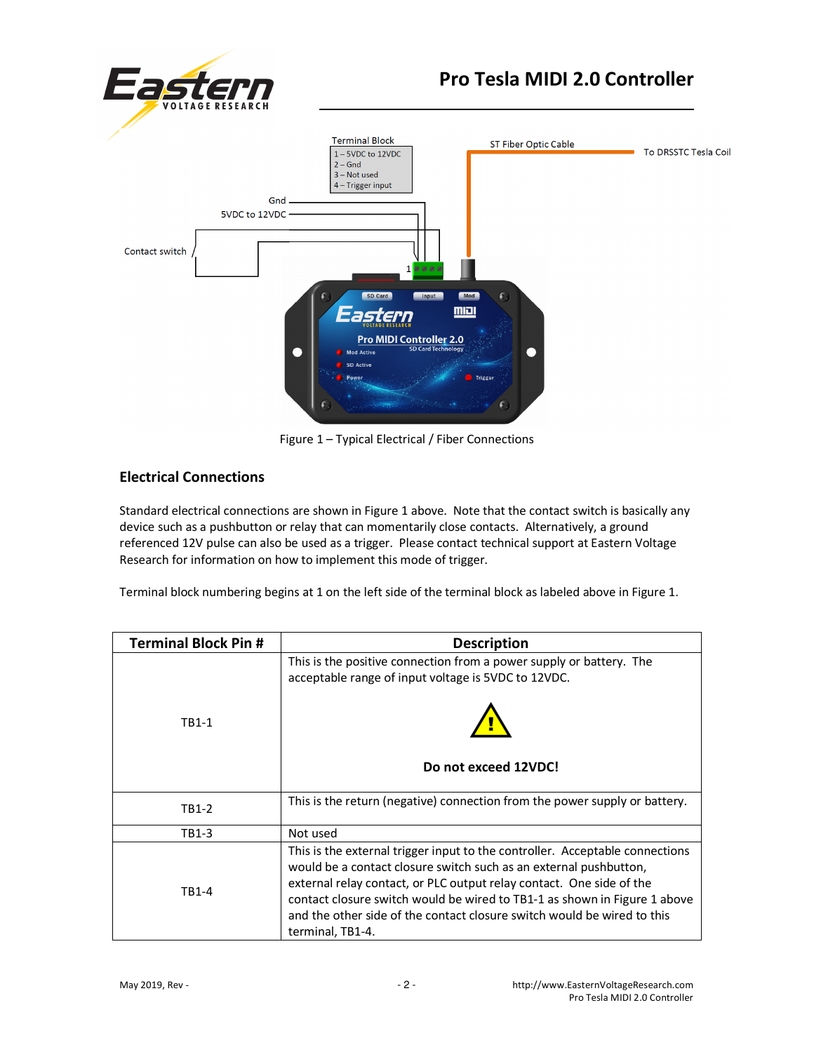Figure 1 – Typical Electrical / Fiber Connections

## Electrical Connections

Standard electrical connections are shown in Figure 1 above. Note that the contact switch is basically any device such as a pushbutton or relay that can momentarily close contacts. Alternatively, a ground referenced 12V pulse can also be used as a trigger. Please contact technical support at Eastern Voltage Research for information on how to implement this mode of trigger.

Terminal block numbering begins at 1 on the left side of the terminal block as labeled above in Figure 1.

| Terminal Block Pin # | Description |
|---|---|
| TB1-1 | This is the positive connection from a power supply or battery. The acceptable range of input voltage is 5VDC to 12VDC. **Do not exceed 12VDC!** |
| TB1-2 | This is the return (negative) connection from the power supply or battery. |
| TB1-3 | Not used |
| TB1-4 | This is the external trigger input to the controller. Acceptable connections would be a contact closure switch such as an external pushbutton, external relay contact, or PLC output relay contact. One side of the contact closure switch would be wired to TB1-1 as shown in Figure 1 above and the other side of the contact closure switch would be wired to this terminal, TB1-4. |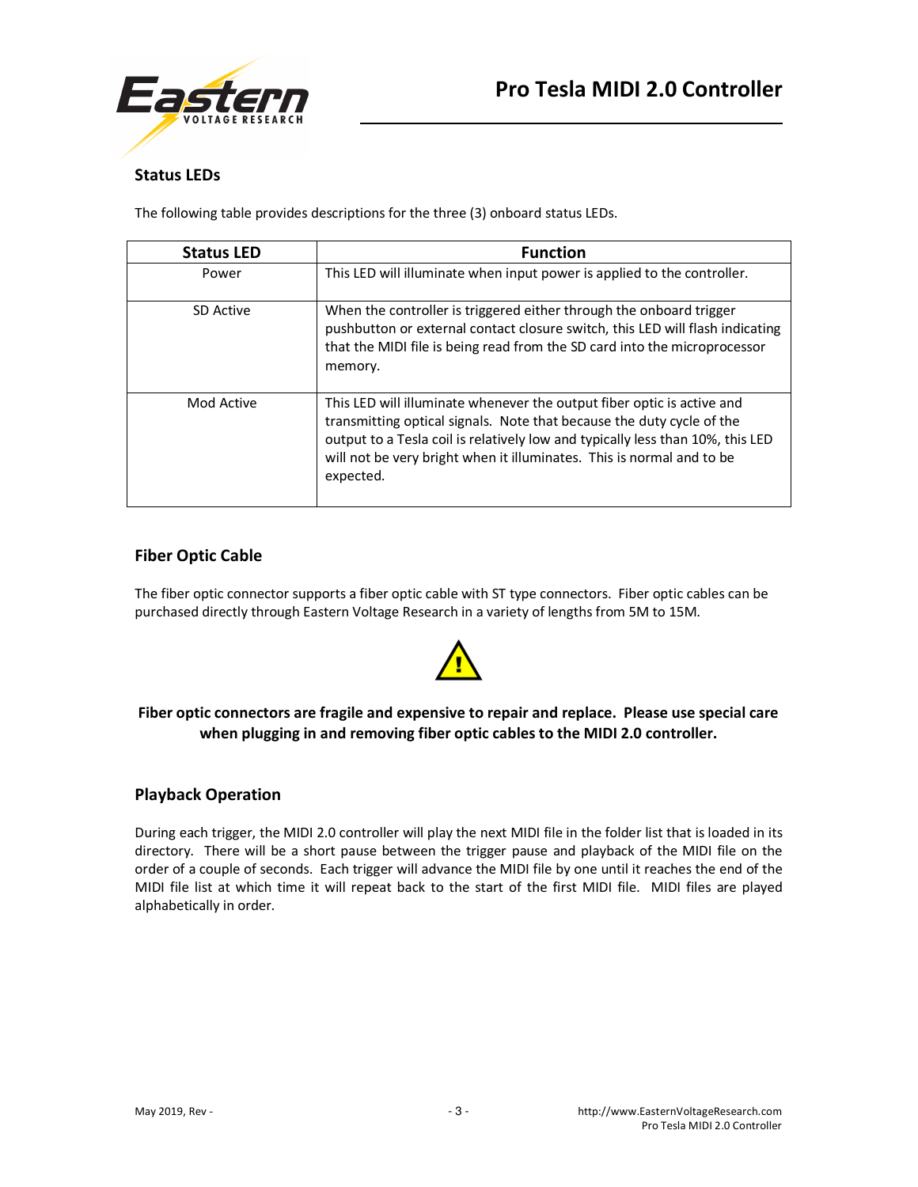## Status LEDs

The following table provides descriptions for the three (3) onboard status LEDs.

| Status LED | Function |
|---|---|
| Power | This LED will illuminate when input power is applied to the controller. |
| SD Active | When the controller is triggered either through the onboard trigger pushbutton or external contact closure switch, this LED will flash indicating that the MIDI file is being read from the SD card into the microprocessor memory. |
| Mod Active | This LED will illuminate whenever the output fiber optic is active and transmitting optical signals. Note that because the duty cycle of the output to a Tesla coil is relatively low and typically less than 10%, this LED will not be very bright when it illuminates. This is normal and to be expected. |

## Fiber Optic Cable

The fiber optic connector supports a fiber optic cable with ST type connectors. Fiber optic cables can be purchased directly through Eastern Voltage Research in a variety of lengths from 5M to 15M.

**Fiber optic connectors are fragile and expensive to repair and replace. Please use special care when plugging in and removing fiber optic cables to the MIDI 2.0 controller.**

## Playback Operation

During each trigger, the MIDI 2.0 controller will play the next MIDI file in the folder list that is loaded in its directory. There will be a short pause between the trigger pause and playback of the MIDI file on the order of a couple of seconds. Each trigger will advance the MIDI file by one until it reaches the end of the MIDI file list at which time it will repeat back to the start of the first MIDI file. MIDI files are played alphabetically in order.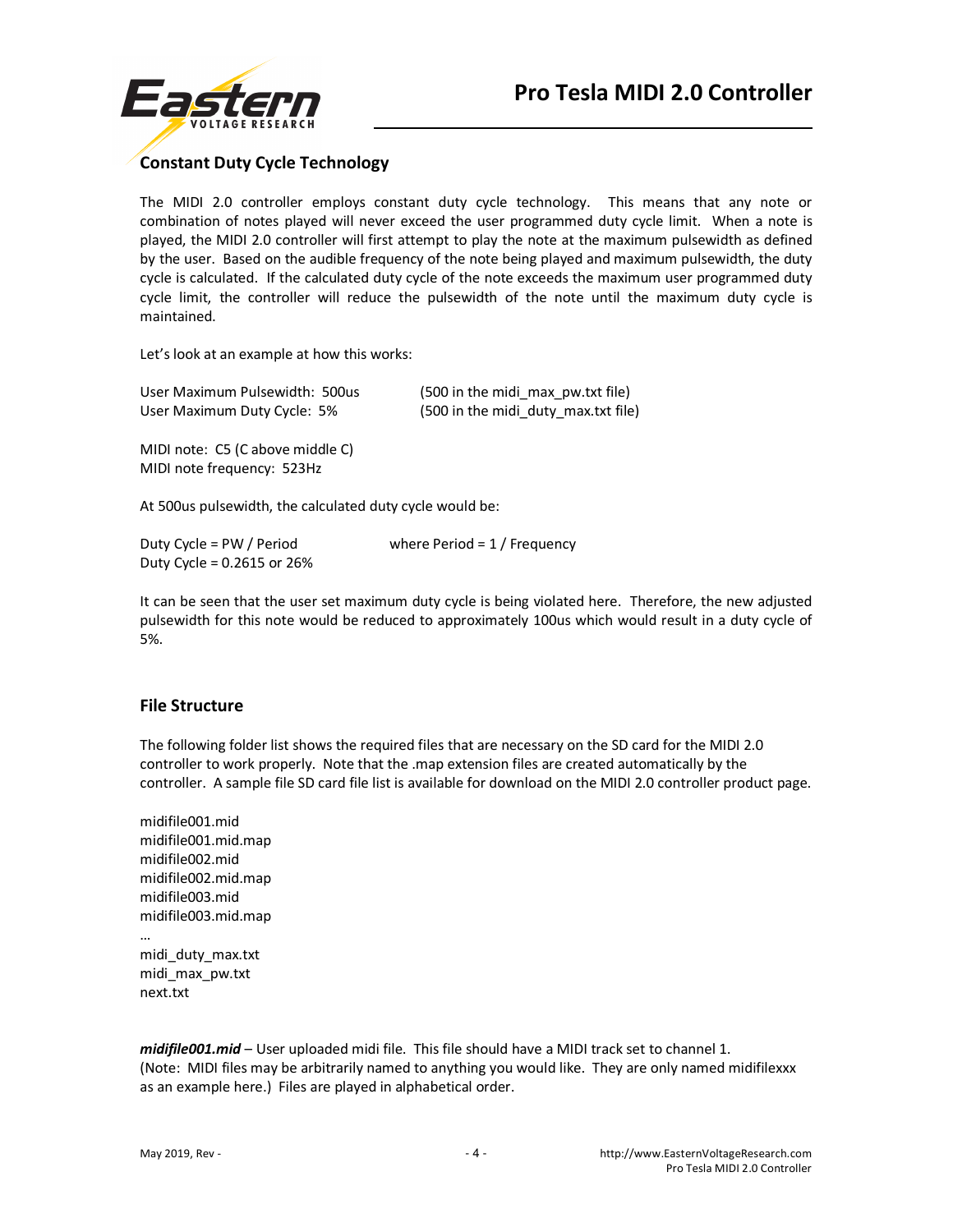## Constant Duty Cycle Technology

The MIDI 2.0 controller employs constant duty cycle technology. This means that any note or combination of notes played will never exceed the user programmed duty cycle limit. When a note is played, the MIDI 2.0 controller will first attempt to play the note at the maximum pulsewidth as defined by the user. Based on the audible frequency of the note being played and maximum pulsewidth, the duty cycle is calculated. If the calculated duty cycle of the note exceeds the maximum user programmed duty cycle limit, the controller will reduce the pulsewidth of the note until the maximum duty cycle is maintained.

Let's look at an example at how this works:

User Maximum Pulsewidth: 500us (500 in the midi_max_pw.txt file)
User Maximum Duty Cycle: 5% (500 in the midi_duty_max.txt file)

MIDI note: C5 (C above middle C)
MIDI note frequency: 523Hz

At 500us pulsewidth, the calculated duty cycle would be:

Duty Cycle = PW / Period where Period = 1 / Frequency
Duty Cycle = 0.2615 or 26%

It can be seen that the user set maximum duty cycle is being violated here. Therefore, the new adjusted pulsewidth for this note would be reduced to approximately 100us which would result in a duty cycle of 5%.

## File Structure

The following folder list shows the required files that are necessary on the SD card for the MIDI 2.0 controller to work properly. Note that the .map extension files are created automatically by the controller. A sample file SD card file list is available for download on the MIDI 2.0 controller product page.

midifile001.mid
midifile001.mid.map
midifile002.mid
midifile002.mid.map
midifile003.mid
midifile003.mid.map
…
midi_duty_max.txt
midi_max_pw.txt
next.txt

***midifile001.mid*** – User uploaded midi file. This file should have a MIDI track set to channel 1. (Note: MIDI files may be arbitrarily named to anything you would like. They are only named midifilexxx as an example here.) Files are played in alphabetical order.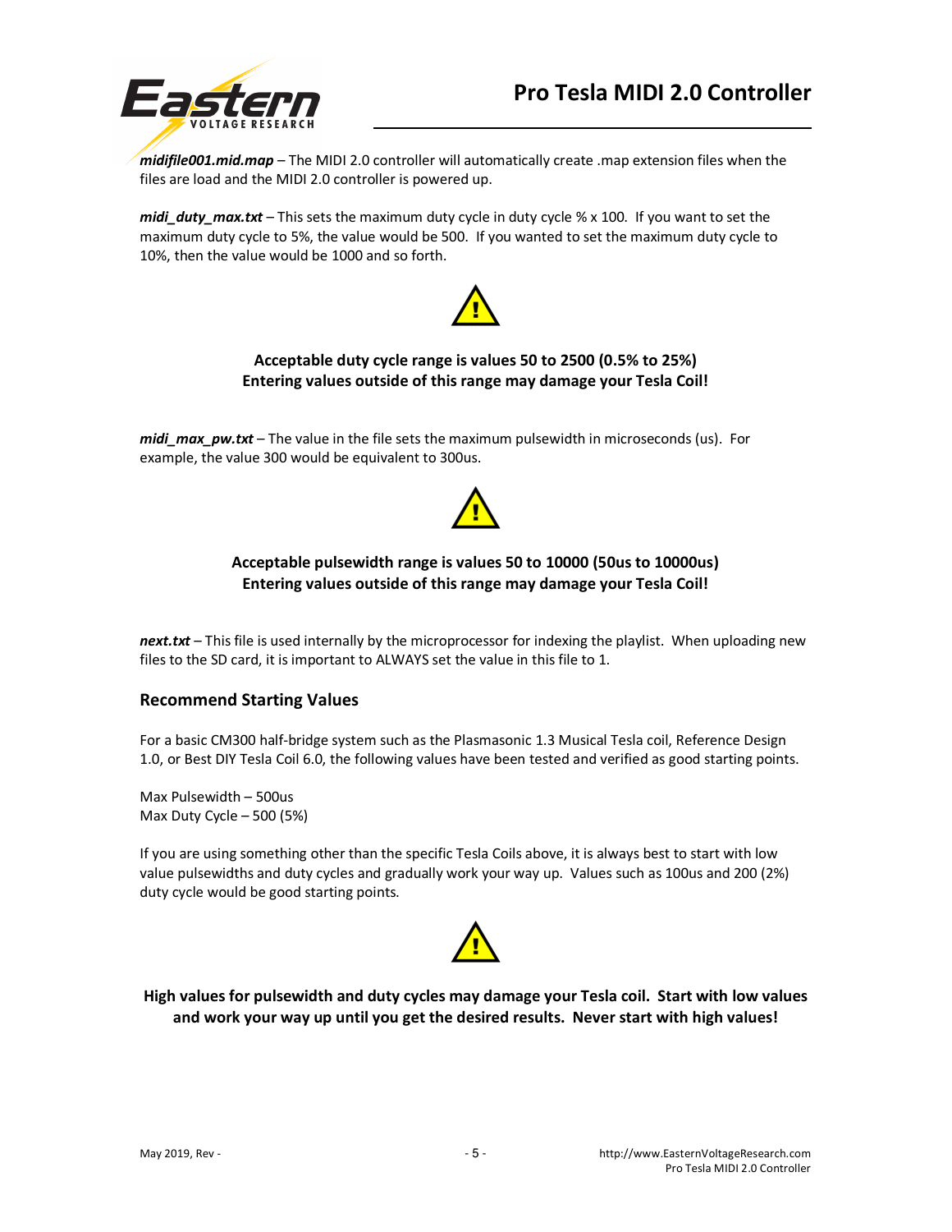***midifile001.mid.map*** – The MIDI 2.0 controller will automatically create .map extension files when the files are load and the MIDI 2.0 controller is powered up.

***midi_duty_max.txt*** – This sets the maximum duty cycle in duty cycle % x 100. If you want to set the maximum duty cycle to 5%, the value would be 500. If you wanted to set the maximum duty cycle to 10%, then the value would be 1000 and so forth.

**Acceptable duty cycle range is values 50 to 2500 (0.5% to 25%)**
**Entering values outside of this range may damage your Tesla Coil!**

***midi_max_pw.txt*** – The value in the file sets the maximum pulsewidth in microseconds (us). For example, the value 300 would be equivalent to 300us.

**Acceptable pulsewidth range is values 50 to 10000 (50us to 10000us)**
**Entering values outside of this range may damage your Tesla Coil!**

***next.txt*** – This file is used internally by the microprocessor for indexing the playlist. When uploading new files to the SD card, it is important to ALWAYS set the value in this file to 1.

### Recommend Starting Values

For a basic CM300 half-bridge system such as the Plasmasonic 1.3 Musical Tesla coil, Reference Design 1.0, or Best DIY Tesla Coil 6.0, the following values have been tested and verified as good starting points.

Max Pulsewidth – 500us
Max Duty Cycle – 500 (5%)

If you are using something other than the specific Tesla Coils above, it is always best to start with low value pulsewidths and duty cycles and gradually work your way up. Values such as 100us and 200 (2%) duty cycle would be good starting points.

**High values for pulsewidth and duty cycles may damage your Tesla coil. Start with low values and work your way up until you get the desired results. Never start with high values!**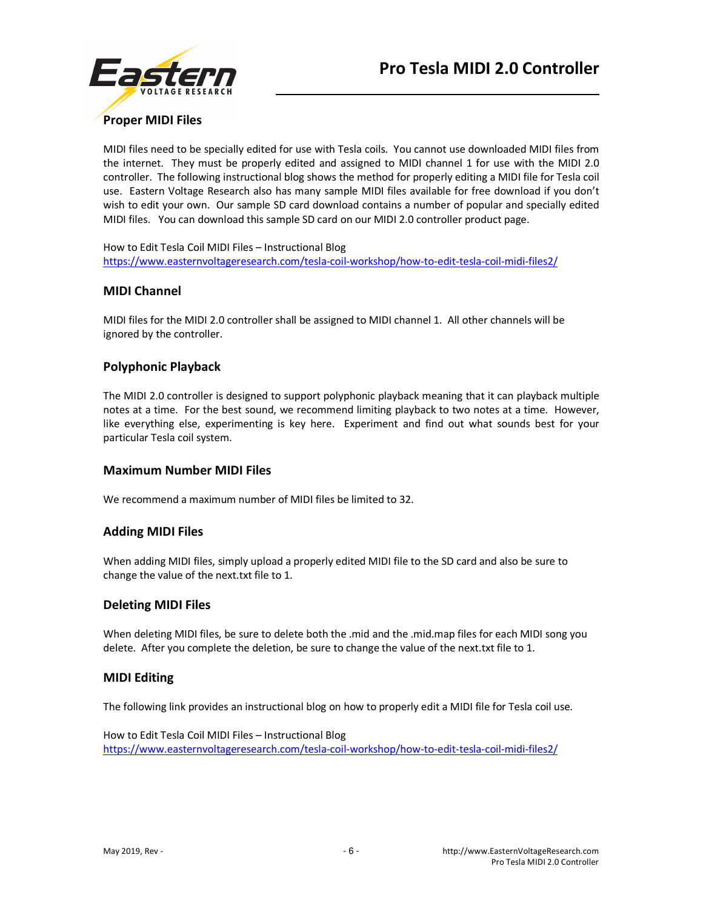## Proper MIDI Files

MIDI files need to be specially edited for use with Tesla coils. You cannot use downloaded MIDI files from the internet. They must be properly edited and assigned to MIDI channel 1 for use with the MIDI 2.0 controller. The following instructional blog shows the method for properly editing a MIDI file for Tesla coil use. Eastern Voltage Research also has many sample MIDI files available for free download if you don't wish to edit your own. Our sample SD card download contains a number of popular and specially edited MIDI files. You can download this sample SD card on our MIDI 2.0 controller product page.

How to Edit Tesla Coil MIDI Files – Instructional Blog
https://www.easternvoltageresearch.com/tesla-coil-workshop/how-to-edit-tesla-coil-midi-files2/

## MIDI Channel

MIDI files for the MIDI 2.0 controller shall be assigned to MIDI channel 1. All other channels will be ignored by the controller.

## Polyphonic Playback

The MIDI 2.0 controller is designed to support polyphonic playback meaning that it can playback multiple notes at a time. For the best sound, we recommend limiting playback to two notes at a time. However, like everything else, experimenting is key here. Experiment and find out what sounds best for your particular Tesla coil system.

## Maximum Number MIDI Files

We recommend a maximum number of MIDI files be limited to 32.

## Adding MIDI Files

When adding MIDI files, simply upload a properly edited MIDI file to the SD card and also be sure to change the value of the next.txt file to 1.

## Deleting MIDI Files

When deleting MIDI files, be sure to delete both the .mid and the .mid.map files for each MIDI song you delete. After you complete the deletion, be sure to change the value of the next.txt file to 1.

## MIDI Editing

The following link provides an instructional blog on how to properly edit a MIDI file for Tesla coil use.

How to Edit Tesla Coil MIDI Files – Instructional Blog
https://www.easternvoltageresearch.com/tesla-coil-workshop/how-to-edit-tesla-coil-midi-files2/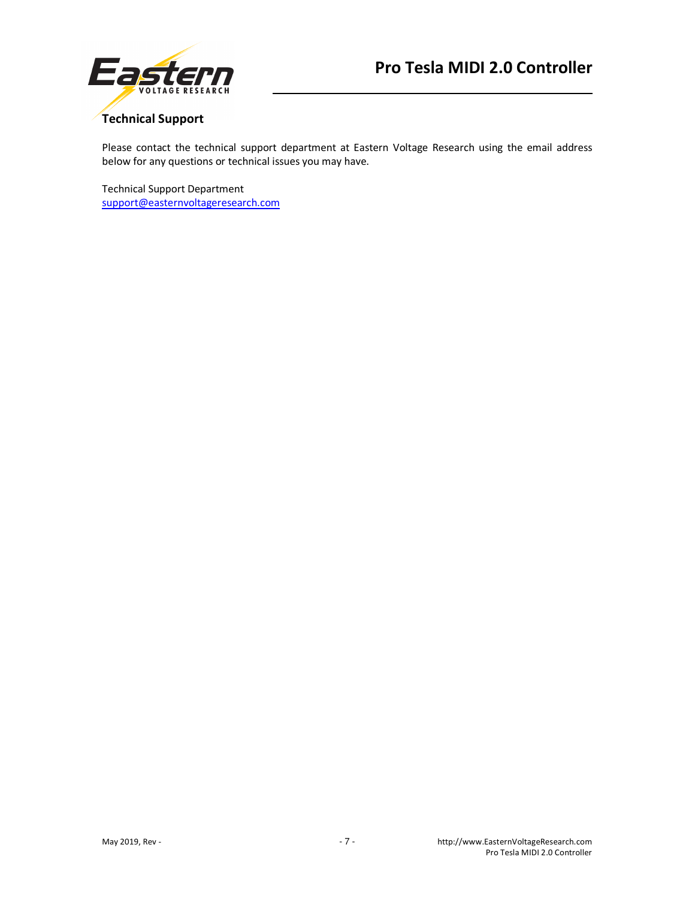## Technical Support

Please contact the technical support department at Eastern Voltage Research using the email address below for any questions or technical issues you may have.

Technical Support Department
support@easternvoltageresearch.com